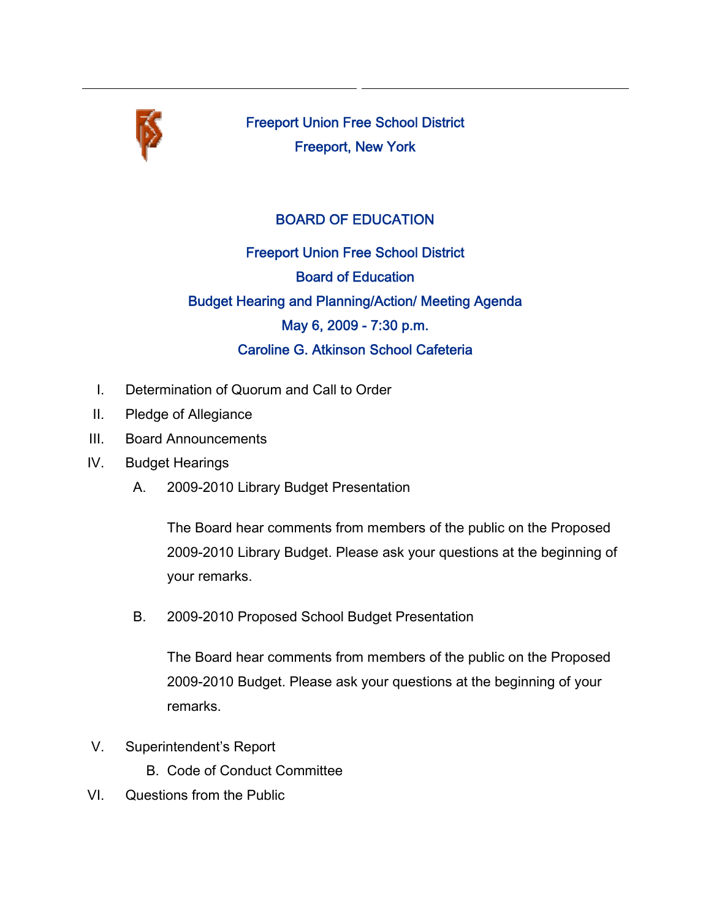# Freeport Union Free School District

Freeport, New York

## BOARD OF EDUCATION

Freeport Union Free School District

Board of Education

Budget Hearing and Planning/Action/ Meeting Agenda

May 6, 2009 - 7:30 p.m.

Caroline G. Atkinson School Cafeteria

I. Determination of Quorum and Call to Order

II. Pledge of Allegiance

III. Board Announcements

IV. Budget Hearings

   A. 2009-2010 Library Budget Presentation

      The Board hear comments from members of the public on the Proposed 2009-2010 Library Budget. Please ask your questions at the beginning of your remarks.

   B. 2009-2010 Proposed School Budget Presentation

      The Board hear comments from members of the public on the Proposed 2009-2010 Budget. Please ask your questions at the beginning of your remarks.

V. Superintendent's Report

   B. Code of Conduct Committee

VI. Questions from the Public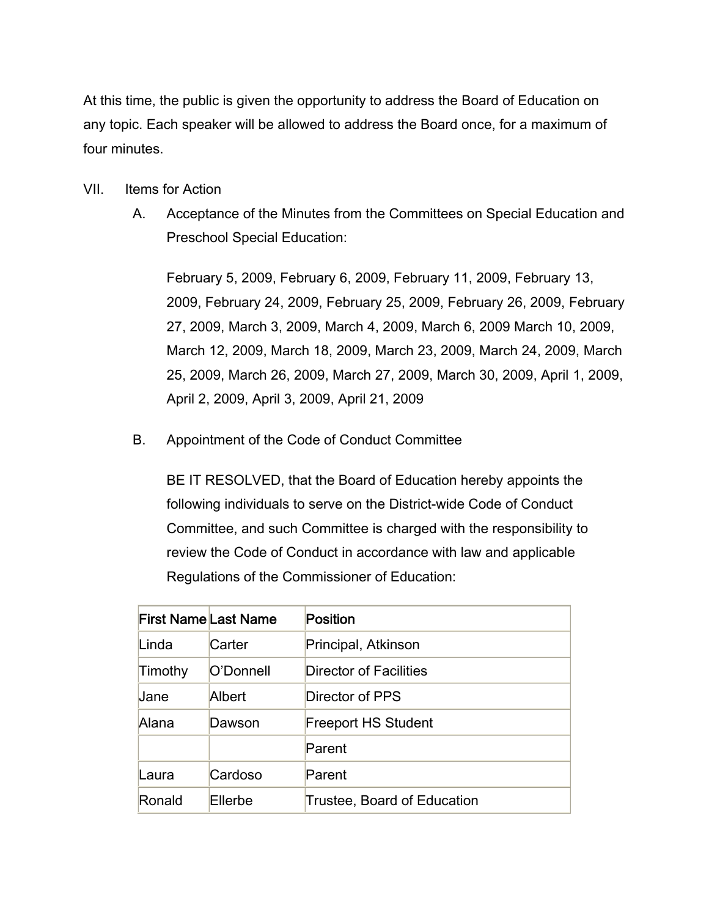At this time, the public is given the opportunity to address the Board of Education on any topic. Each speaker will be allowed to address the Board once, for a maximum of four minutes.

VII. Items for Action

A. Acceptance of the Minutes from the Committees on Special Education and Preschool Special Education:

February 5, 2009, February 6, 2009, February 11, 2009, February 13, 2009, February 24, 2009, February 25, 2009, February 26, 2009, February 27, 2009, March 3, 2009, March 4, 2009, March 6, 2009 March 10, 2009, March 12, 2009, March 18, 2009, March 23, 2009, March 24, 2009, March 25, 2009, March 26, 2009, March 27, 2009, March 30, 2009, April 1, 2009, April 2, 2009, April 3, 2009, April 21, 2009

B. Appointment of the Code of Conduct Committee

BE IT RESOLVED, that the Board of Education hereby appoints the following individuals to serve on the District-wide Code of Conduct Committee, and such Committee is charged with the responsibility to review the Code of Conduct in accordance with law and applicable Regulations of the Commissioner of Education:

| First Name | Last Name | Position |
|---|---|---|
| Linda | Carter | Principal, Atkinson |
| Timothy | O'Donnell | Director of Facilities |
| Jane | Albert | Director of PPS |
| Alana | Dawson | Freeport HS Student |
| | | Parent |
| Laura | Cardoso | Parent |
| Ronald | Ellerbe | Trustee, Board of Education |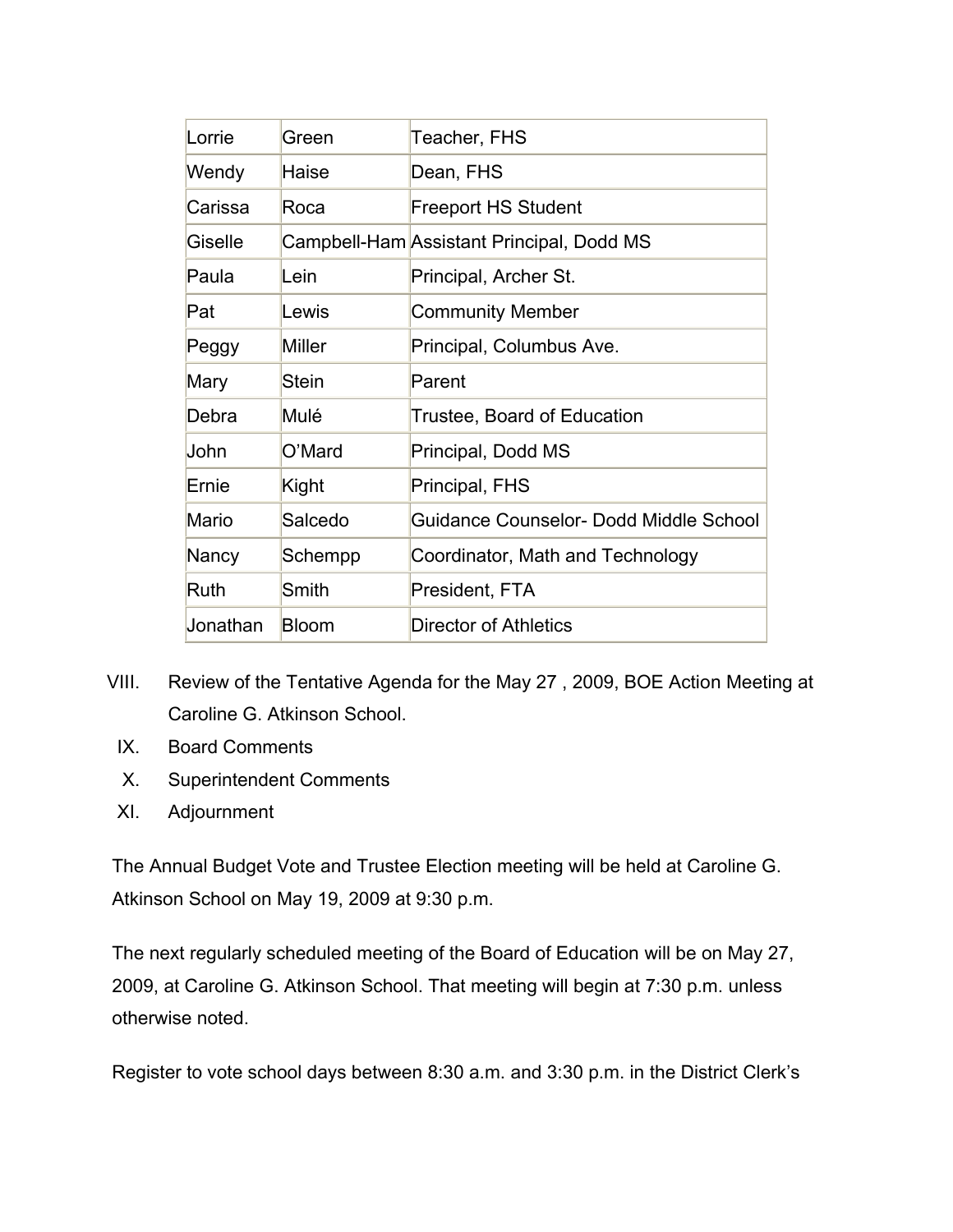| | | |
|---|---|---|
| Lorrie | Green | Teacher, FHS |
| Wendy | Haise | Dean, FHS |
| Carissa | Roca | Freeport HS Student |
| Giselle | Campbell-Ham | Assistant Principal, Dodd MS |
| Paula | Lein | Principal, Archer St. |
| Pat | Lewis | Community Member |
| Peggy | Miller | Principal, Columbus Ave. |
| Mary | Stein | Parent |
| Debra | Mulé | Trustee, Board of Education |
| John | O'Mard | Principal, Dodd MS |
| Ernie | Kight | Principal, FHS |
| Mario | Salcedo | Guidance Counselor- Dodd Middle School |
| Nancy | Schempp | Coordinator, Math and Technology |
| Ruth | Smith | President, FTA |
| Jonathan | Bloom | Director of Athletics |

VIII. Review of the Tentative Agenda for the May 27 , 2009, BOE Action Meeting at Caroline G. Atkinson School.

IX. Board Comments

X. Superintendent Comments

XI. Adjournment

The Annual Budget Vote and Trustee Election meeting will be held at Caroline G. Atkinson School on May 19, 2009 at 9:30 p.m.

The next regularly scheduled meeting of the Board of Education will be on May 27, 2009, at Caroline G. Atkinson School. That meeting will begin at 7:30 p.m. unless otherwise noted.

Register to vote school days between 8:30 a.m. and 3:30 p.m. in the District Clerk's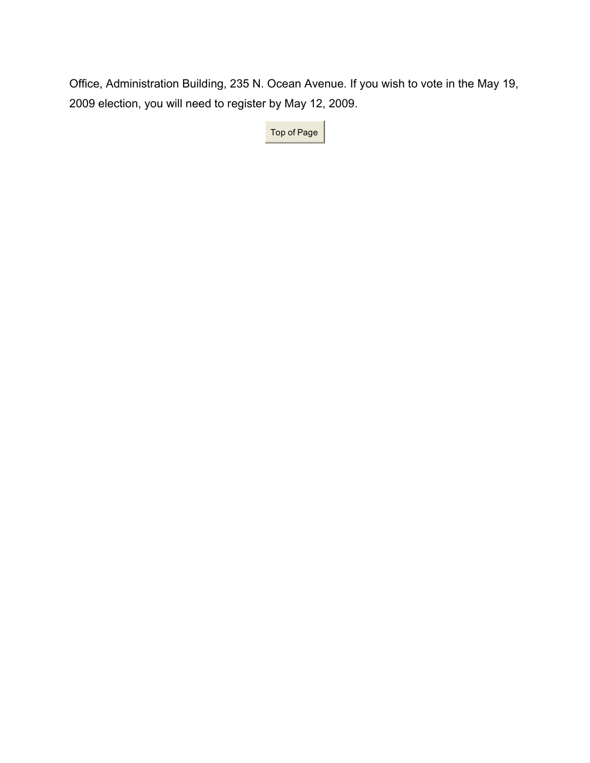Office, Administration Building, 235 N. Ocean Avenue. If you wish to vote in the May 19, 2009 election, you will need to register by May 12, 2009.

Top of Page